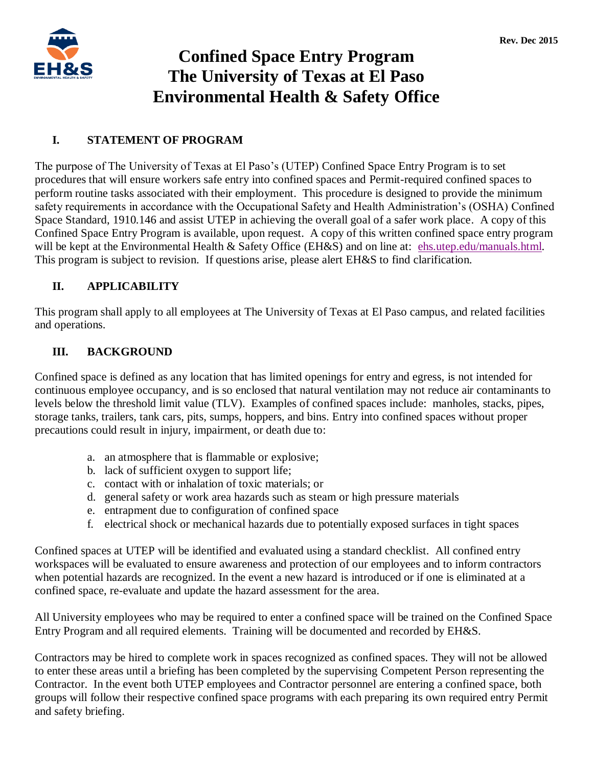Rev. Dec 2015

# Confined Space Entry Program
# The University of Texas at El Paso
# Environmental Health & Safety Office

## I. STATEMENT OF PROGRAM

The purpose of The University of Texas at El Paso's (UTEP) Confined Space Entry Program is to set procedures that will ensure workers safe entry into confined spaces and Permit-required confined spaces to perform routine tasks associated with their employment. This procedure is designed to provide the minimum safety requirements in accordance with the Occupational Safety and Health Administration's (OSHA) Confined Space Standard, 1910.146 and assist UTEP in achieving the overall goal of a safer work place. A copy of this Confined Space Entry Program is available, upon request. A copy of this written confined space entry program will be kept at the Environmental Health & Safety Office (EH&S) and on line at: ehs.utep.edu/manuals.html. This program is subject to revision. If questions arise, please alert EH&S to find clarification.

## II. APPLICABILITY

This program shall apply to all employees at The University of Texas at El Paso campus, and related facilities and operations.

## III. BACKGROUND

Confined space is defined as any location that has limited openings for entry and egress, is not intended for continuous employee occupancy, and is so enclosed that natural ventilation may not reduce air contaminants to levels below the threshold limit value (TLV). Examples of confined spaces include: manholes, stacks, pipes, storage tanks, trailers, tank cars, pits, sumps, hoppers, and bins. Entry into confined spaces without proper precautions could result in injury, impairment, or death due to:

a. an atmosphere that is flammable or explosive;
b. lack of sufficient oxygen to support life;
c. contact with or inhalation of toxic materials; or
d. general safety or work area hazards such as steam or high pressure materials
e. entrapment due to configuration of confined space
f. electrical shock or mechanical hazards due to potentially exposed surfaces in tight spaces

Confined spaces at UTEP will be identified and evaluated using a standard checklist. All confined entry workspaces will be evaluated to ensure awareness and protection of our employees and to inform contractors when potential hazards are recognized. In the event a new hazard is introduced or if one is eliminated at a confined space, re-evaluate and update the hazard assessment for the area.

All University employees who may be required to enter a confined space will be trained on the Confined Space Entry Program and all required elements. Training will be documented and recorded by EH&S.

Contractors may be hired to complete work in spaces recognized as confined spaces. They will not be allowed to enter these areas until a briefing has been completed by the supervising Competent Person representing the Contractor. In the event both UTEP employees and Contractor personnel are entering a confined space, both groups will follow their respective confined space programs with each preparing its own required entry Permit and safety briefing.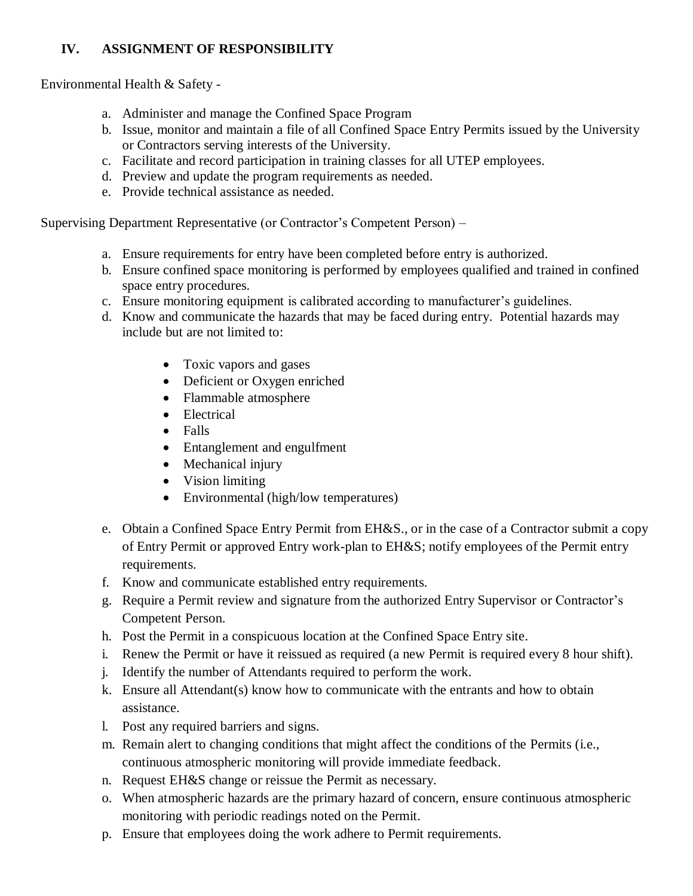## IV. ASSIGNMENT OF RESPONSIBILITY

Environmental Health & Safety -

a. Administer and manage the Confined Space Program
b. Issue, monitor and maintain a file of all Confined Space Entry Permits issued by the University or Contractors serving interests of the University.
c. Facilitate and record participation in training classes for all UTEP employees.
d. Preview and update the program requirements as needed.
e. Provide technical assistance as needed.

Supervising Department Representative (or Contractor's Competent Person) –

a. Ensure requirements for entry have been completed before entry is authorized.
b. Ensure confined space monitoring is performed by employees qualified and trained in confined space entry procedures.
c. Ensure monitoring equipment is calibrated according to manufacturer's guidelines.
d. Know and communicate the hazards that may be faced during entry. Potential hazards may include but are not limited to:
    - Toxic vapors and gases
    - Deficient or Oxygen enriched
    - Flammable atmosphere
    - Electrical
    - Falls
    - Entanglement and engulfment
    - Mechanical injury
    - Vision limiting
    - Environmental (high/low temperatures)
e. Obtain a Confined Space Entry Permit from EH&S., or in the case of a Contractor submit a copy of Entry Permit or approved Entry work-plan to EH&S; notify employees of the Permit entry requirements.
f. Know and communicate established entry requirements.
g. Require a Permit review and signature from the authorized Entry Supervisor or Contractor's Competent Person.
h. Post the Permit in a conspicuous location at the Confined Space Entry site.
i. Renew the Permit or have it reissued as required (a new Permit is required every 8 hour shift).
j. Identify the number of Attendants required to perform the work.
k. Ensure all Attendant(s) know how to communicate with the entrants and how to obtain assistance.
l. Post any required barriers and signs.
m. Remain alert to changing conditions that might affect the conditions of the Permits (i.e., continuous atmospheric monitoring will provide immediate feedback.
n. Request EH&S change or reissue the Permit as necessary.
o. When atmospheric hazards are the primary hazard of concern, ensure continuous atmospheric monitoring with periodic readings noted on the Permit.
p. Ensure that employees doing the work adhere to Permit requirements.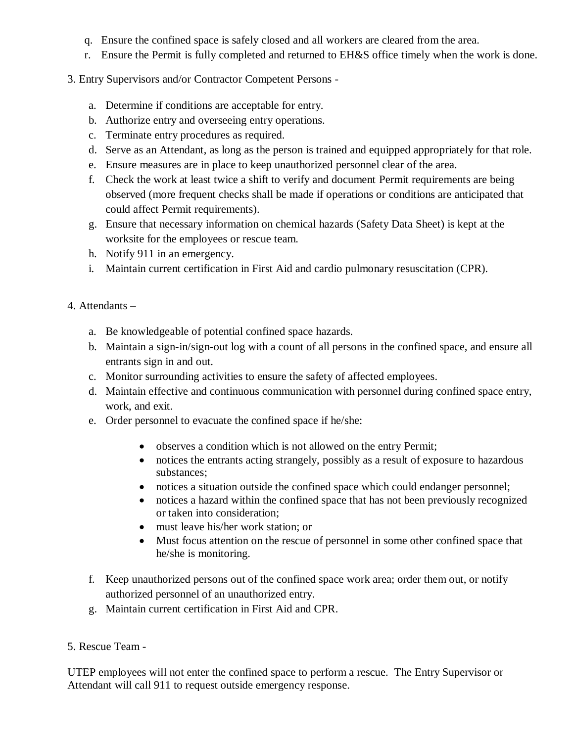q. Ensure the confined space is safely closed and all workers are cleared from the area.
r. Ensure the Permit is fully completed and returned to EH&S office timely when the work is done.

3. Entry Supervisors and/or Contractor Competent Persons -

a. Determine if conditions are acceptable for entry.
b. Authorize entry and overseeing entry operations.
c. Terminate entry procedures as required.
d. Serve as an Attendant, as long as the person is trained and equipped appropriately for that role.
e. Ensure measures are in place to keep unauthorized personnel clear of the area.
f. Check the work at least twice a shift to verify and document Permit requirements are being observed (more frequent checks shall be made if operations or conditions are anticipated that could affect Permit requirements).
g. Ensure that necessary information on chemical hazards (Safety Data Sheet) is kept at the worksite for the employees or rescue team.
h. Notify 911 in an emergency.
i. Maintain current certification in First Aid and cardio pulmonary resuscitation (CPR).

4. Attendants –

a. Be knowledgeable of potential confined space hazards.
b. Maintain a sign-in/sign-out log with a count of all persons in the confined space, and ensure all entrants sign in and out.
c. Monitor surrounding activities to ensure the safety of affected employees.
d. Maintain effective and continuous communication with personnel during confined space entry, work, and exit.
e. Order personnel to evacuate the confined space if he/she:
   - observes a condition which is not allowed on the entry Permit;
   - notices the entrants acting strangely, possibly as a result of exposure to hazardous substances;
   - notices a situation outside the confined space which could endanger personnel;
   - notices a hazard within the confined space that has not been previously recognized or taken into consideration;
   - must leave his/her work station; or
   - Must focus attention on the rescue of personnel in some other confined space that he/she is monitoring.
f. Keep unauthorized persons out of the confined space work area; order them out, or notify authorized personnel of an unauthorized entry.
g. Maintain current certification in First Aid and CPR.

5. Rescue Team -

UTEP employees will not enter the confined space to perform a rescue. The Entry Supervisor or Attendant will call 911 to request outside emergency response.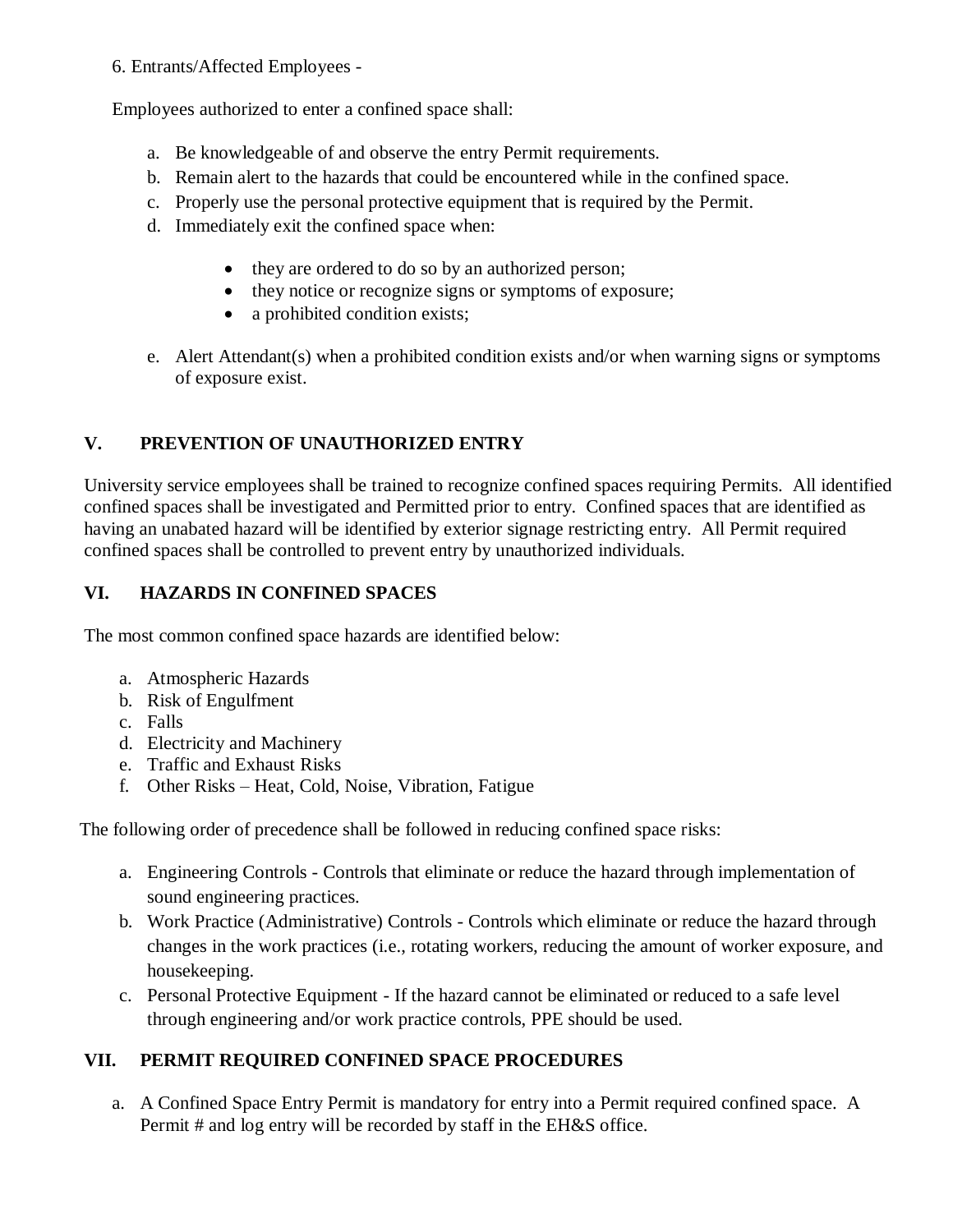6. Entrants/Affected Employees -

Employees authorized to enter a confined space shall:

a. Be knowledgeable of and observe the entry Permit requirements.
b. Remain alert to the hazards that could be encountered while in the confined space.
c. Properly use the personal protective equipment that is required by the Permit.
d. Immediately exit the confined space when:

    - they are ordered to do so by an authorized person;
    - they notice or recognize signs or symptoms of exposure;
    - a prohibited condition exists;

e. Alert Attendant(s) when a prohibited condition exists and/or when warning signs or symptoms of exposure exist.

## V. PREVENTION OF UNAUTHORIZED ENTRY

University service employees shall be trained to recognize confined spaces requiring Permits. All identified confined spaces shall be investigated and Permitted prior to entry. Confined spaces that are identified as having an unabated hazard will be identified by exterior signage restricting entry. All Permit required confined spaces shall be controlled to prevent entry by unauthorized individuals.

## VI. HAZARDS IN CONFINED SPACES

The most common confined space hazards are identified below:

a. Atmospheric Hazards
b. Risk of Engulfment
c. Falls
d. Electricity and Machinery
e. Traffic and Exhaust Risks
f. Other Risks – Heat, Cold, Noise, Vibration, Fatigue

The following order of precedence shall be followed in reducing confined space risks:

a. Engineering Controls - Controls that eliminate or reduce the hazard through implementation of sound engineering practices.
b. Work Practice (Administrative) Controls - Controls which eliminate or reduce the hazard through changes in the work practices (i.e., rotating workers, reducing the amount of worker exposure, and housekeeping.
c. Personal Protective Equipment - If the hazard cannot be eliminated or reduced to a safe level through engineering and/or work practice controls, PPE should be used.

## VII. PERMIT REQUIRED CONFINED SPACE PROCEDURES

a. A Confined Space Entry Permit is mandatory for entry into a Permit required confined space. A Permit # and log entry will be recorded by staff in the EH&S office.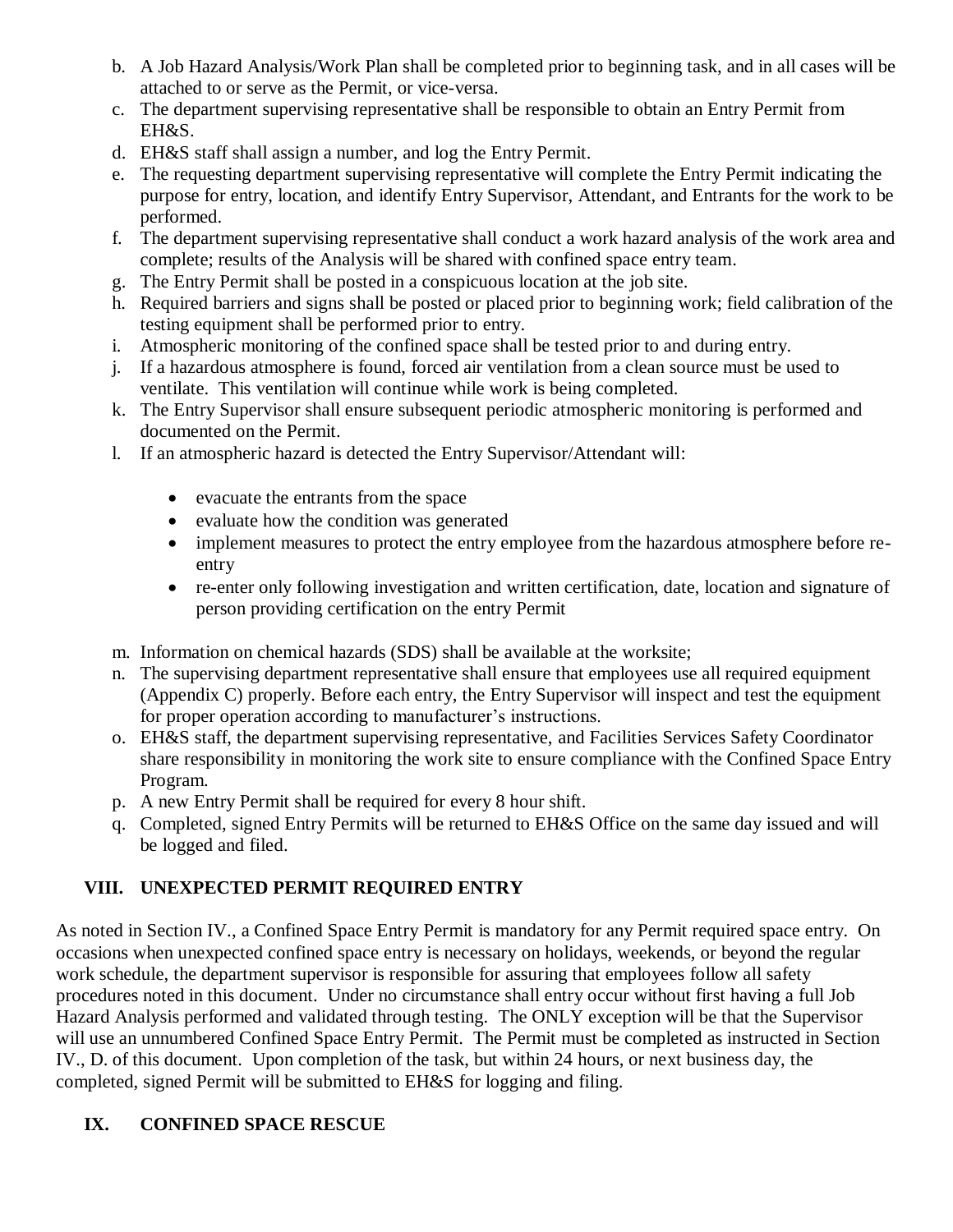b. A Job Hazard Analysis/Work Plan shall be completed prior to beginning task, and in all cases will be attached to or serve as the Permit, or vice-versa.
c. The department supervising representative shall be responsible to obtain an Entry Permit from EH&S.
d. EH&S staff shall assign a number, and log the Entry Permit.
e. The requesting department supervising representative will complete the Entry Permit indicating the purpose for entry, location, and identify Entry Supervisor, Attendant, and Entrants for the work to be performed.
f. The department supervising representative shall conduct a work hazard analysis of the work area and complete; results of the Analysis will be shared with confined space entry team.
g. The Entry Permit shall be posted in a conspicuous location at the job site.
h. Required barriers and signs shall be posted or placed prior to beginning work; field calibration of the testing equipment shall be performed prior to entry.
i. Atmospheric monitoring of the confined space shall be tested prior to and during entry.
j. If a hazardous atmosphere is found, forced air ventilation from a clean source must be used to ventilate. This ventilation will continue while work is being completed.
k. The Entry Supervisor shall ensure subsequent periodic atmospheric monitoring is performed and documented on the Permit.
l. If an atmospheric hazard is detected the Entry Supervisor/Attendant will:
   - evacuate the entrants from the space
   - evaluate how the condition was generated
   - implement measures to protect the entry employee from the hazardous atmosphere before re-entry
   - re-enter only following investigation and written certification, date, location and signature of person providing certification on the entry Permit
m. Information on chemical hazards (SDS) shall be available at the worksite;
n. The supervising department representative shall ensure that employees use all required equipment (Appendix C) properly. Before each entry, the Entry Supervisor will inspect and test the equipment for proper operation according to manufacturer's instructions.
o. EH&S staff, the department supervising representative, and Facilities Services Safety Coordinator share responsibility in monitoring the work site to ensure compliance with the Confined Space Entry Program.
p. A new Entry Permit shall be required for every 8 hour shift.
q. Completed, signed Entry Permits will be returned to EH&S Office on the same day issued and will be logged and filed.

## VIII. UNEXPECTED PERMIT REQUIRED ENTRY

As noted in Section IV., a Confined Space Entry Permit is mandatory for any Permit required space entry. On occasions when unexpected confined space entry is necessary on holidays, weekends, or beyond the regular work schedule, the department supervisor is responsible for assuring that employees follow all safety procedures noted in this document. Under no circumstance shall entry occur without first having a full Job Hazard Analysis performed and validated through testing. The ONLY exception will be that the Supervisor will use an unnumbered Confined Space Entry Permit. The Permit must be completed as instructed in Section IV., D. of this document. Upon completion of the task, but within 24 hours, or next business day, the completed, signed Permit will be submitted to EH&S for logging and filing.

## IX. CONFINED SPACE RESCUE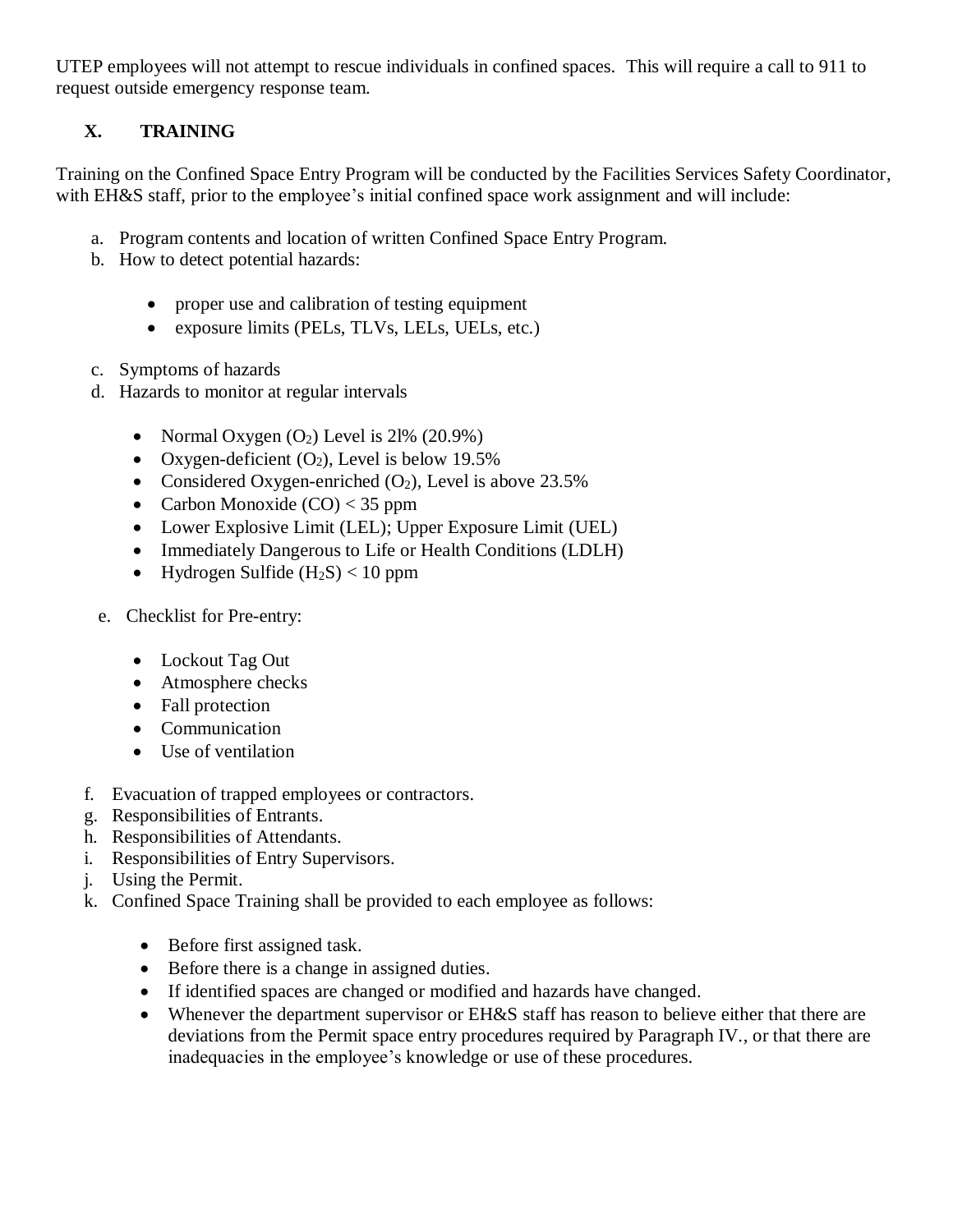UTEP employees will not attempt to rescue individuals in confined spaces. This will require a call to 911 to request outside emergency response team.

## X. TRAINING

Training on the Confined Space Entry Program will be conducted by the Facilities Services Safety Coordinator, with EH&S staff, prior to the employee's initial confined space work assignment and will include:

a. Program contents and location of written Confined Space Entry Program.
b. How to detect potential hazards:
   - proper use and calibration of testing equipment
   - exposure limits (PELs, TLVs, LELs, UELs, etc.)
c. Symptoms of hazards
d. Hazards to monitor at regular intervals
   - Normal Oxygen ($O_2$) Level is 2l% (20.9%)
   - Oxygen-deficient ($O_2$), Level is below 19.5%
   - Considered Oxygen-enriched ($O_2$), Level is above 23.5%
   - Carbon Monoxide (CO) < 35 ppm
   - Lower Explosive Limit (LEL); Upper Exposure Limit (UEL)
   - Immediately Dangerous to Life or Health Conditions (LDLH)
   - Hydrogen Sulfide ($H_2S$) < 10 ppm
e. Checklist for Pre-entry:
   - Lockout Tag Out
   - Atmosphere checks
   - Fall protection
   - Communication
   - Use of ventilation
f. Evacuation of trapped employees or contractors.
g. Responsibilities of Entrants.
h. Responsibilities of Attendants.
i. Responsibilities of Entry Supervisors.
j. Using the Permit.
k. Confined Space Training shall be provided to each employee as follows:
   - Before first assigned task.
   - Before there is a change in assigned duties.
   - If identified spaces are changed or modified and hazards have changed.
   - Whenever the department supervisor or EH&S staff has reason to believe either that there are deviations from the Permit space entry procedures required by Paragraph IV., or that there are inadequacies in the employee's knowledge or use of these procedures.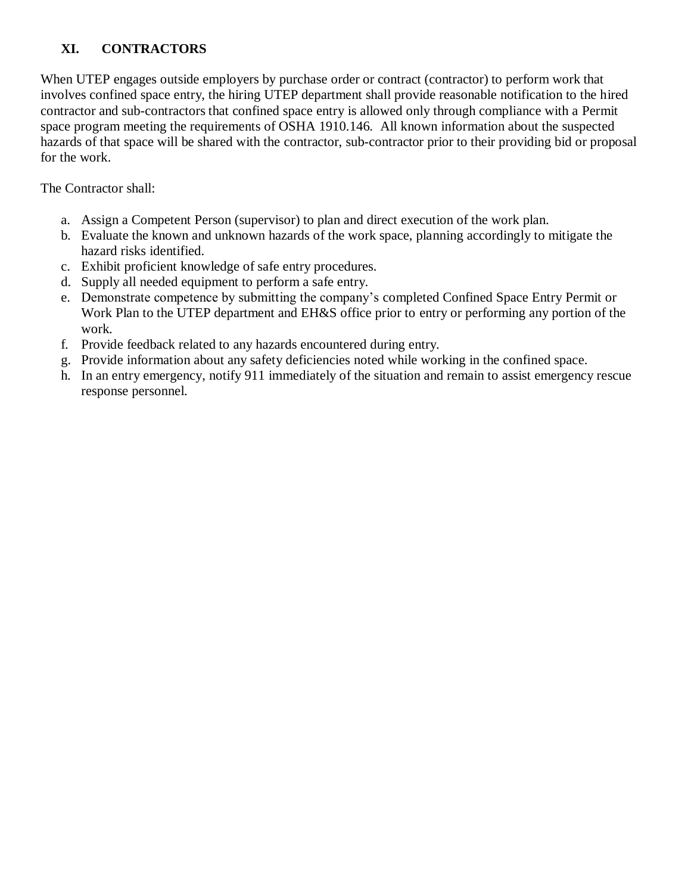## XI. CONTRACTORS

When UTEP engages outside employers by purchase order or contract (contractor) to perform work that involves confined space entry, the hiring UTEP department shall provide reasonable notification to the hired contractor and sub-contractors that confined space entry is allowed only through compliance with a Permit space program meeting the requirements of OSHA 1910.146. All known information about the suspected hazards of that space will be shared with the contractor, sub-contractor prior to their providing bid or proposal for the work.

The Contractor shall:

a. Assign a Competent Person (supervisor) to plan and direct execution of the work plan.
b. Evaluate the known and unknown hazards of the work space, planning accordingly to mitigate the hazard risks identified.
c. Exhibit proficient knowledge of safe entry procedures.
d. Supply all needed equipment to perform a safe entry.
e. Demonstrate competence by submitting the company's completed Confined Space Entry Permit or Work Plan to the UTEP department and EH&S office prior to entry or performing any portion of the work.
f. Provide feedback related to any hazards encountered during entry.
g. Provide information about any safety deficiencies noted while working in the confined space.
h. In an entry emergency, notify 911 immediately of the situation and remain to assist emergency rescue response personnel.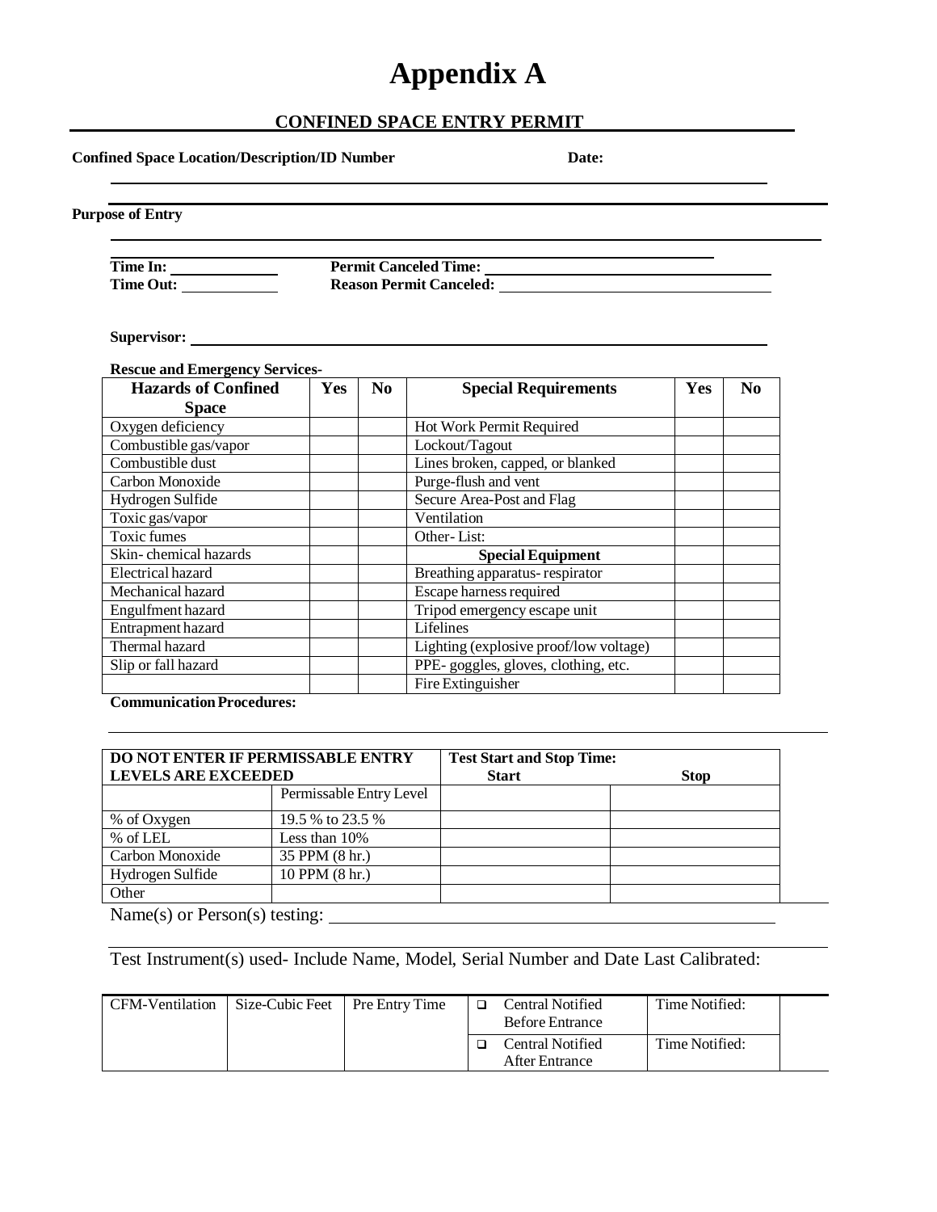# Appendix A

## CONFINED SPACE ENTRY PERMIT

**Confined Space Location/Description/ID Number** **Date:**

**Purpose of Entry**

**Time In:** **Permit Canceled Time:**
**Time Out:** **Reason Permit Canceled:**

**Supervisor:**

**Rescue and Emergency Services-**

| Hazards of Confined Space | Yes | No | Special Requirements | Yes | No |
|---|---|---|---|---|---|
| Oxygen deficiency | | | Hot Work Permit Required | | |
| Combustible gas/vapor | | | Lockout/Tagout | | |
| Combustible dust | | | Lines broken, capped, or blanked | | |
| Carbon Monoxide | | | Purge-flush and vent | | |
| Hydrogen Sulfide | | | Secure Area-Post and Flag | | |
| Toxic gas/vapor | | | Ventilation | | |
| Toxic fumes | | | Other- List: | | |
| Skin- chemical hazards | | | **Special Equipment** | | |
| Electrical hazard | | | Breathing apparatus- respirator | | |
| Mechanical hazard | | | Escape harness required | | |
| Engulfment hazard | | | Tripod emergency escape unit | | |
| Entrapment hazard | | | Lifelines | | |
| Thermal hazard | | | Lighting (explosive proof/low voltage) | | |
| Slip or fall hazard | | | PPE- goggles, gloves, clothing, etc. | | |
| | | | Fire Extinguisher | | |

**Communication Procedures:**

| DO NOT ENTER IF PERMISSABLE ENTRY LEVELS ARE EXCEEDED | | Test Start and Stop Time: Start | Stop |
|---|---|---|---|
| | Permissable Entry Level | | |
| % of Oxygen | 19.5 % to 23.5 % | | |
| % of LEL | Less than 10% | | |
| Carbon Monoxide | 35 PPM (8 hr.) | | |
| Hydrogen Sulfide | 10 PPM (8 hr.) | | |
| Other | | | |

Name(s) or Person(s) testing:

Test Instrument(s) used- Include Name, Model, Serial Number and Date Last Calibrated:

| CFM-Ventilation | Size-Cubic Feet | Pre Entry Time | Central Notified Before Entrance | Time Notified: | |
|---|---|---|---|---|---|
| | | | Central Notified After Entrance | Time Notified: | |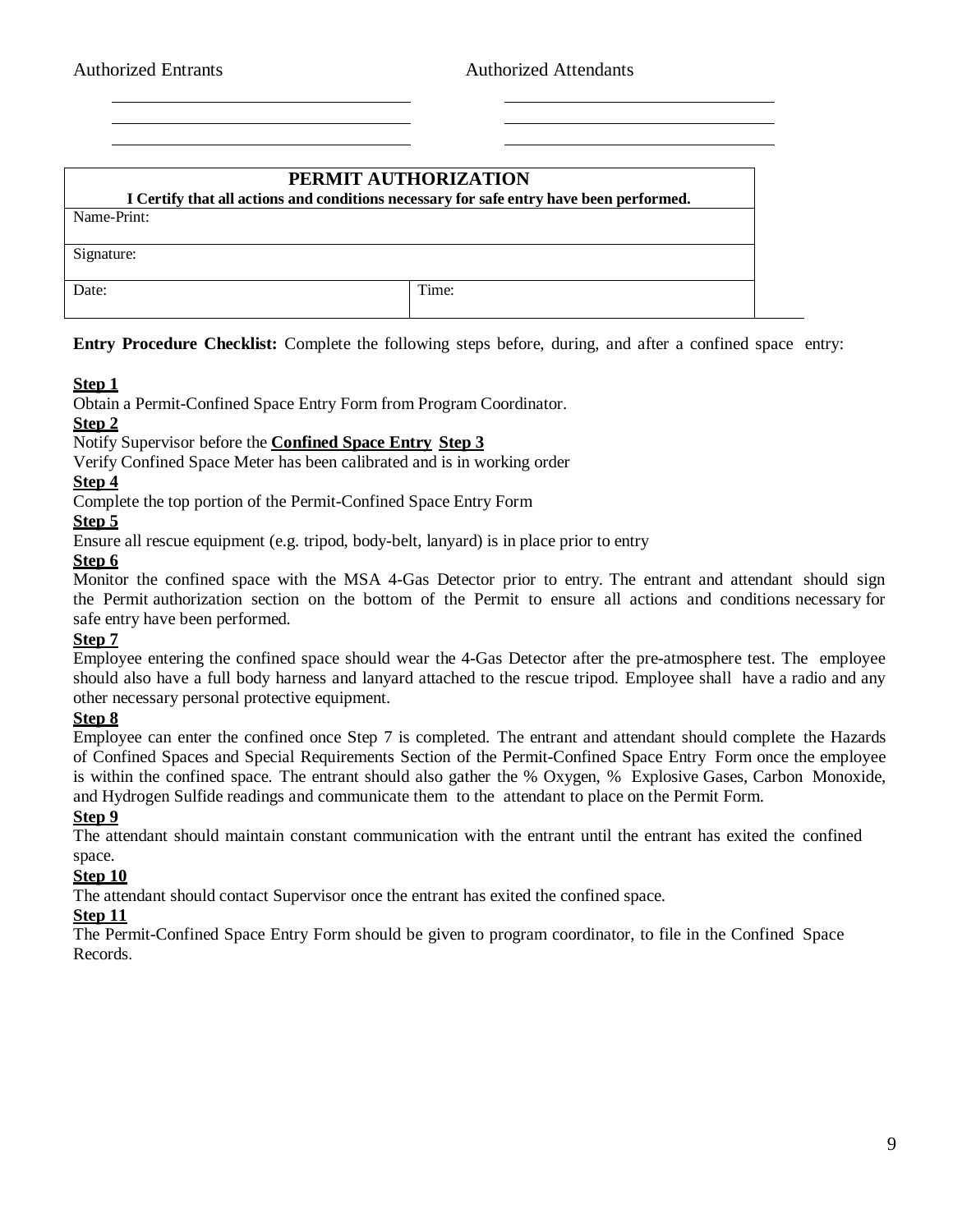| Authorized Entrants | Authorized Attendants |
| --- | --- |
| | |
| | |
| | |

| PERMIT AUTHORIZATION<br>**I Certify that all actions and conditions necessary for safe entry have been performed.** | |
| --- | --- |
| Name-Print: | |
| Signature: | |
| Date: | Time: |

**Entry Procedure Checklist:** Complete the following steps before, during, and after a confined space entry:

**Step 1**

Obtain a Permit-Confined Space Entry Form from Program Coordinator.

**Step 2**

Notify Supervisor before the **Confined Space Entry** **Step 3**

Verify Confined Space Meter has been calibrated and is in working order

**Step 4**

Complete the top portion of the Permit-Confined Space Entry Form

**Step 5**

Ensure all rescue equipment (e.g. tripod, body-belt, lanyard) is in place prior to entry

**Step 6**

Monitor the confined space with the MSA 4-Gas Detector prior to entry. The entrant and attendant should sign the Permit authorization section on the bottom of the Permit to ensure all actions and conditions necessary for safe entry have been performed.

**Step 7**

Employee entering the confined space should wear the 4-Gas Detector after the pre-atmosphere test. The employee should also have a full body harness and lanyard attached to the rescue tripod. Employee shall have a radio and any other necessary personal protective equipment.

**Step 8**

Employee can enter the confined once Step 7 is completed. The entrant and attendant should complete the Hazards of Confined Spaces and Special Requirements Section of the Permit-Confined Space Entry Form once the employee is within the confined space. The entrant should also gather the % Oxygen, % Explosive Gases, Carbon Monoxide, and Hydrogen Sulfide readings and communicate them to the attendant to place on the Permit Form.

**Step 9**

The attendant should maintain constant communication with the entrant until the entrant has exited the confined space.

**Step 10**

The attendant should contact Supervisor once the entrant has exited the confined space.

**Step 11**

The Permit-Confined Space Entry Form should be given to program coordinator, to file in the Confined Space Records.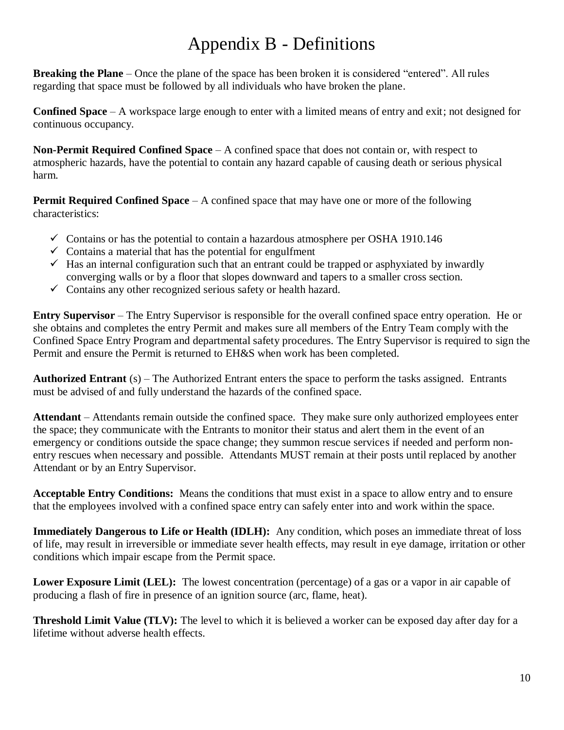# Appendix B - Definitions

**Breaking the Plane** – Once the plane of the space has been broken it is considered "entered". All rules regarding that space must be followed by all individuals who have broken the plane.

**Confined Space** – A workspace large enough to enter with a limited means of entry and exit; not designed for continuous occupancy.

**Non-Permit Required Confined Space** – A confined space that does not contain or, with respect to atmospheric hazards, have the potential to contain any hazard capable of causing death or serious physical harm.

**Permit Required Confined Space** – A confined space that may have one or more of the following characteristics:

- ✓ Contains or has the potential to contain a hazardous atmosphere per OSHA 1910.146
- ✓ Contains a material that has the potential for engulfment
- ✓ Has an internal configuration such that an entrant could be trapped or asphyxiated by inwardly converging walls or by a floor that slopes downward and tapers to a smaller cross section.
- ✓ Contains any other recognized serious safety or health hazard.

**Entry Supervisor** – The Entry Supervisor is responsible for the overall confined space entry operation. He or she obtains and completes the entry Permit and makes sure all members of the Entry Team comply with the Confined Space Entry Program and departmental safety procedures. The Entry Supervisor is required to sign the Permit and ensure the Permit is returned to EH&S when work has been completed.

**Authorized Entrant** (s) – The Authorized Entrant enters the space to perform the tasks assigned. Entrants must be advised of and fully understand the hazards of the confined space.

**Attendant** – Attendants remain outside the confined space. They make sure only authorized employees enter the space; they communicate with the Entrants to monitor their status and alert them in the event of an emergency or conditions outside the space change; they summon rescue services if needed and perform non-entry rescues when necessary and possible. Attendants MUST remain at their posts until replaced by another Attendant or by an Entry Supervisor.

**Acceptable Entry Conditions:** Means the conditions that must exist in a space to allow entry and to ensure that the employees involved with a confined space entry can safely enter into and work within the space.

**Immediately Dangerous to Life or Health (IDLH):** Any condition, which poses an immediate threat of loss of life, may result in irreversible or immediate sever health effects, may result in eye damage, irritation or other conditions which impair escape from the Permit space.

**Lower Exposure Limit (LEL):** The lowest concentration (percentage) of a gas or a vapor in air capable of producing a flash of fire in presence of an ignition source (arc, flame, heat).

**Threshold Limit Value (TLV):** The level to which it is believed a worker can be exposed day after day for a lifetime without adverse health effects.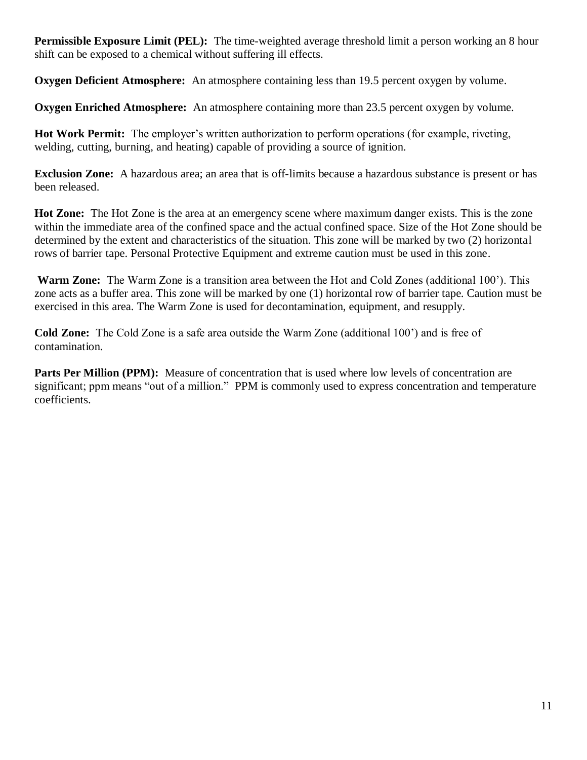**Permissible Exposure Limit (PEL):** The time-weighted average threshold limit a person working an 8 hour shift can be exposed to a chemical without suffering ill effects.

**Oxygen Deficient Atmosphere:** An atmosphere containing less than 19.5 percent oxygen by volume.

**Oxygen Enriched Atmosphere:** An atmosphere containing more than 23.5 percent oxygen by volume.

**Hot Work Permit:** The employer's written authorization to perform operations (for example, riveting, welding, cutting, burning, and heating) capable of providing a source of ignition.

**Exclusion Zone:** A hazardous area; an area that is off-limits because a hazardous substance is present or has been released.

**Hot Zone:** The Hot Zone is the area at an emergency scene where maximum danger exists. This is the zone within the immediate area of the confined space and the actual confined space. Size of the Hot Zone should be determined by the extent and characteristics of the situation. This zone will be marked by two (2) horizontal rows of barrier tape. Personal Protective Equipment and extreme caution must be used in this zone.

**Warm Zone:** The Warm Zone is a transition area between the Hot and Cold Zones (additional 100'). This zone acts as a buffer area. This zone will be marked by one (1) horizontal row of barrier tape. Caution must be exercised in this area. The Warm Zone is used for decontamination, equipment, and resupply.

**Cold Zone:** The Cold Zone is a safe area outside the Warm Zone (additional 100') and is free of contamination.

**Parts Per Million (PPM):** Measure of concentration that is used where low levels of concentration are significant; ppm means "out of a million." PPM is commonly used to express concentration and temperature coefficients.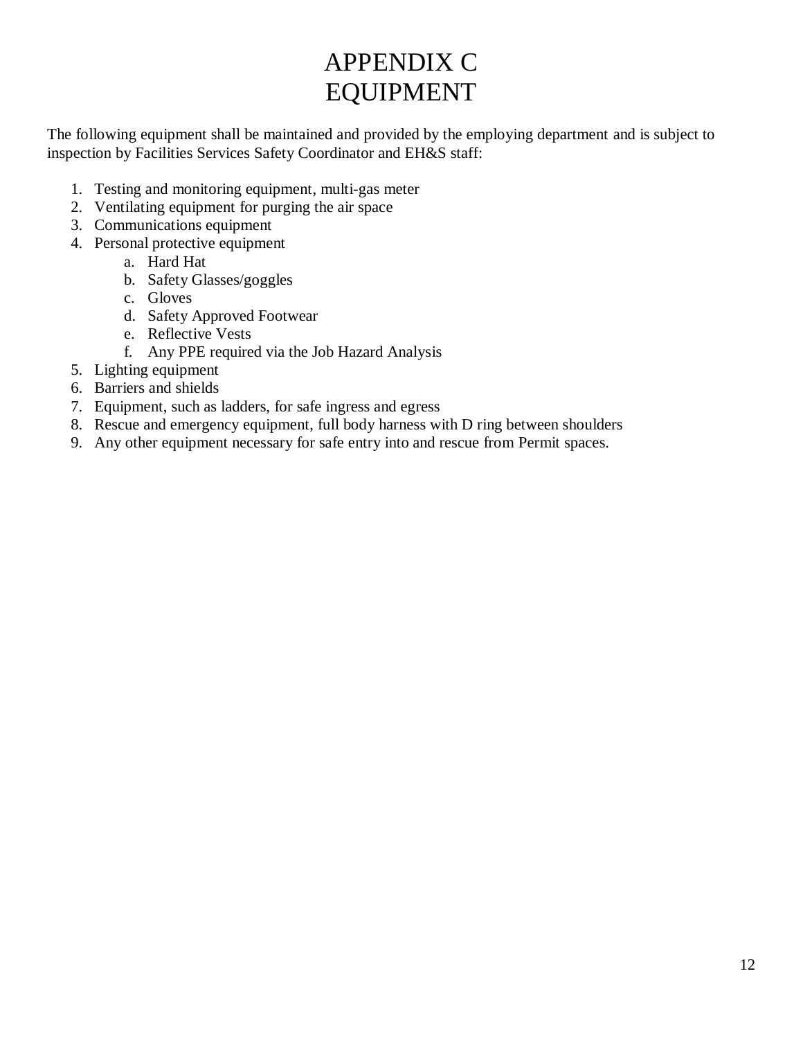# APPENDIX C
# EQUIPMENT

The following equipment shall be maintained and provided by the employing department and is subject to inspection by Facilities Services Safety Coordinator and EH&S staff:

1. Testing and monitoring equipment, multi-gas meter
2. Ventilating equipment for purging the air space
3. Communications equipment
4. Personal protective equipment
    a. Hard Hat
    b. Safety Glasses/goggles
    c. Gloves
    d. Safety Approved Footwear
    e. Reflective Vests
    f. Any PPE required via the Job Hazard Analysis
5. Lighting equipment
6. Barriers and shields
7. Equipment, such as ladders, for safe ingress and egress
8. Rescue and emergency equipment, full body harness with D ring between shoulders
9. Any other equipment necessary for safe entry into and rescue from Permit spaces.